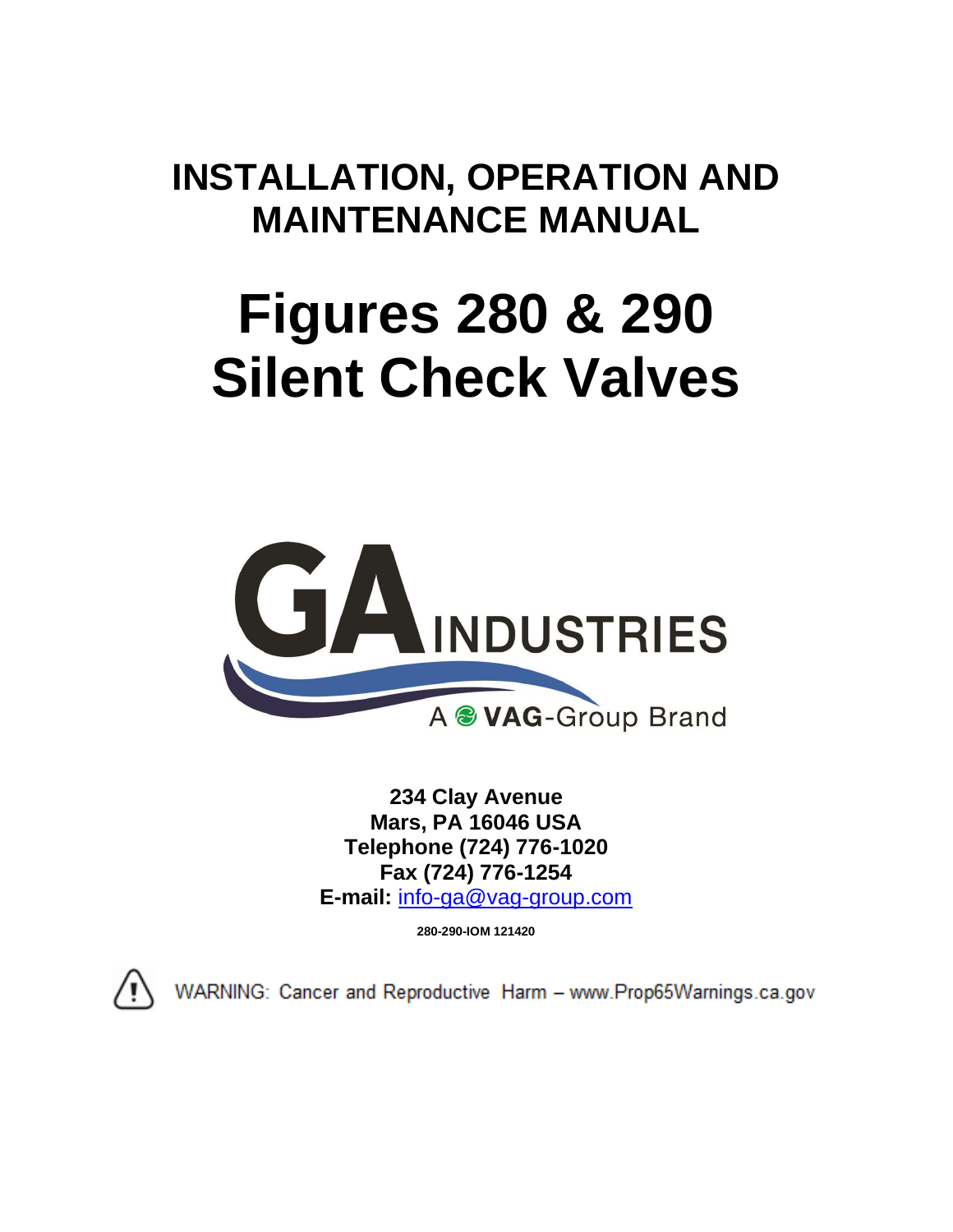# INSTALLATION, OPERATION AND MAINTENANCE MANUAL

# Figures 280 & 290 Silent Check Valves

GA INDUSTRIES

A VAG-Group Brand

**234 Clay Avenue**
**Mars, PA 16046 USA**
**Telephone (724) 776-1020**
**Fax (724) 776-1254**
**E-mail:** info-ga@vag-group.com

**280-290-IOM 121420**

WARNING: Cancer and Reproductive Harm – www.Prop65Warnings.ca.gov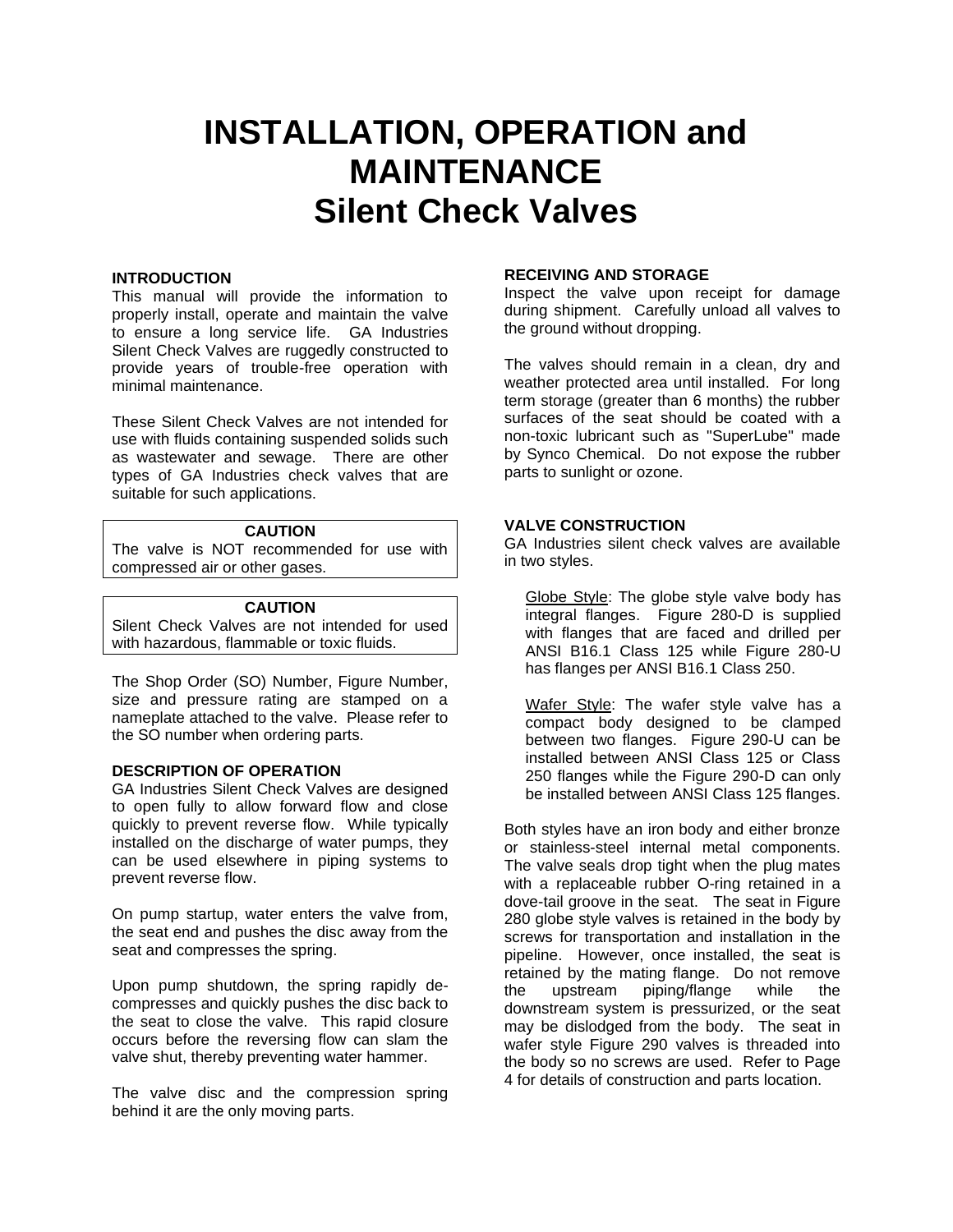# INSTALLATION, OPERATION and MAINTENANCE
# Silent Check Valves

### INTRODUCTION

This manual will provide the information to properly install, operate and maintain the valve to ensure a long service life. GA Industries Silent Check Valves are ruggedly constructed to provide years of trouble-free operation with minimal maintenance.

These Silent Check Valves are not intended for use with fluids containing suspended solids such as wastewater and sewage. There are other types of GA Industries check valves that are suitable for such applications.

> **CAUTION**
> The valve is NOT recommended for use with compressed air or other gases.

> **CAUTION**
> Silent Check Valves are not intended for used with hazardous, flammable or toxic fluids.

The Shop Order (SO) Number, Figure Number, size and pressure rating are stamped on a nameplate attached to the valve. Please refer to the SO number when ordering parts.

### DESCRIPTION OF OPERATION

GA Industries Silent Check Valves are designed to open fully to allow forward flow and close quickly to prevent reverse flow. While typically installed on the discharge of water pumps, they can be used elsewhere in piping systems to prevent reverse flow.

On pump startup, water enters the valve from, the seat end and pushes the disc away from the seat and compresses the spring.

Upon pump shutdown, the spring rapidly de-compresses and quickly pushes the disc back to the seat to close the valve. This rapid closure occurs before the reversing flow can slam the valve shut, thereby preventing water hammer.

The valve disc and the compression spring behind it are the only moving parts.

### RECEIVING AND STORAGE

Inspect the valve upon receipt for damage during shipment. Carefully unload all valves to the ground without dropping.

The valves should remain in a clean, dry and weather protected area until installed. For long term storage (greater than 6 months) the rubber surfaces of the seat should be coated with a non-toxic lubricant such as "SuperLube" made by Synco Chemical. Do not expose the rubber parts to sunlight or ozone.

### VALVE CONSTRUCTION

GA Industries silent check valves are available in two styles.

Globe Style: The globe style valve body has integral flanges. Figure 280-D is supplied with flanges that are faced and drilled per ANSI B16.1 Class 125 while Figure 280-U has flanges per ANSI B16.1 Class 250.

Wafer Style: The wafer style valve has a compact body designed to be clamped between two flanges. Figure 290-U can be installed between ANSI Class 125 or Class 250 flanges while the Figure 290-D can only be installed between ANSI Class 125 flanges.

Both styles have an iron body and either bronze or stainless-steel internal metal components. The valve seals drop tight when the plug mates with a replaceable rubber O-ring retained in a dove-tail groove in the seat. The seat in Figure 280 globe style valves is retained in the body by screws for transportation and installation in the pipeline. However, once installed, the seat is retained by the mating flange. Do not remove the upstream piping/flange while the downstream system is pressurized, or the seat may be dislodged from the body. The seat in wafer style Figure 290 valves is threaded into the body so no screws are used. Refer to Page 4 for details of construction and parts location.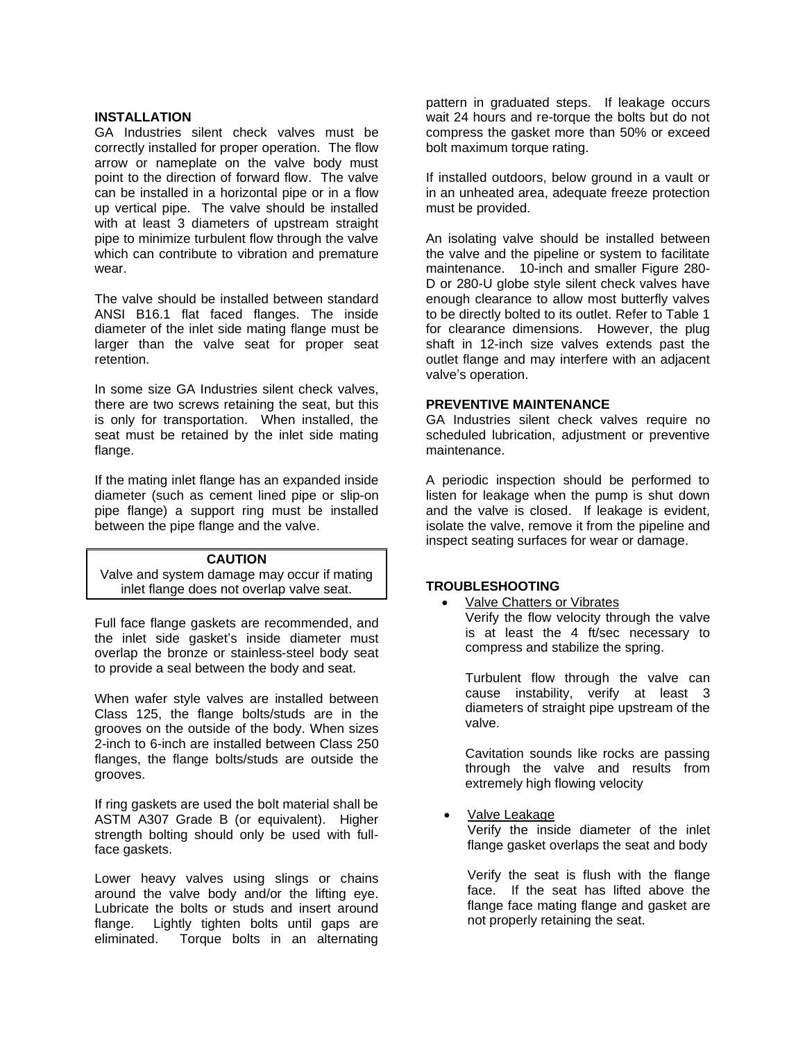## INSTALLATION

GA Industries silent check valves must be correctly installed for proper operation. The flow arrow or nameplate on the valve body must point to the direction of forward flow. The valve can be installed in a horizontal pipe or in a flow up vertical pipe. The valve should be installed with at least 3 diameters of upstream straight pipe to minimize turbulent flow through the valve which can contribute to vibration and premature wear.

The valve should be installed between standard ANSI B16.1 flat faced flanges. The inside diameter of the inlet side mating flange must be larger than the valve seat for proper seat retention.

In some size GA Industries silent check valves, there are two screws retaining the seat, but this is only for transportation. When installed, the seat must be retained by the inlet side mating flange.

If the mating inlet flange has an expanded inside diameter (such as cement lined pipe or slip-on pipe flange) a support ring must be installed between the pipe flange and the valve.

> **CAUTION**
> Valve and system damage may occur if mating inlet flange does not overlap valve seat.

Full face flange gaskets are recommended, and the inlet side gasket's inside diameter must overlap the bronze or stainless-steel body seat to provide a seal between the body and seat.

When wafer style valves are installed between Class 125, the flange bolts/studs are in the grooves on the outside of the body. When sizes 2-inch to 6-inch are installed between Class 250 flanges, the flange bolts/studs are outside the grooves.

If ring gaskets are used the bolt material shall be ASTM A307 Grade B (or equivalent). Higher strength bolting should only be used with full-face gaskets.

Lower heavy valves using slings or chains around the valve body and/or the lifting eye. Lubricate the bolts or studs and insert around flange. Lightly tighten bolts until gaps are eliminated. Torque bolts in an alternating pattern in graduated steps. If leakage occurs wait 24 hours and re-torque the bolts but do not compress the gasket more than 50% or exceed bolt maximum torque rating.

If installed outdoors, below ground in a vault or in an unheated area, adequate freeze protection must be provided.

An isolating valve should be installed between the valve and the pipeline or system to facilitate maintenance. 10-inch and smaller Figure 280-D or 280-U globe style silent check valves have enough clearance to allow most butterfly valves to be directly bolted to its outlet. Refer to Table 1 for clearance dimensions. However, the plug shaft in 12-inch size valves extends past the outlet flange and may interfere with an adjacent valve's operation.

## PREVENTIVE MAINTENANCE

GA Industries silent check valves require no scheduled lubrication, adjustment or preventive maintenance.

A periodic inspection should be performed to listen for leakage when the pump is shut down and the valve is closed. If leakage is evident, isolate the valve, remove it from the pipeline and inspect seating surfaces for wear or damage.

## TROUBLESHOOTING

- Valve Chatters or Vibrates

  Verify the flow velocity through the valve is at least the 4 ft/sec necessary to compress and stabilize the spring.

  Turbulent flow through the valve can cause instability, verify at least 3 diameters of straight pipe upstream of the valve.

  Cavitation sounds like rocks are passing through the valve and results from extremely high flowing velocity

- Valve Leakage

  Verify the inside diameter of the inlet flange gasket overlaps the seat and body

  Verify the seat is flush with the flange face. If the seat has lifted above the flange face mating flange and gasket are not properly retaining the seat.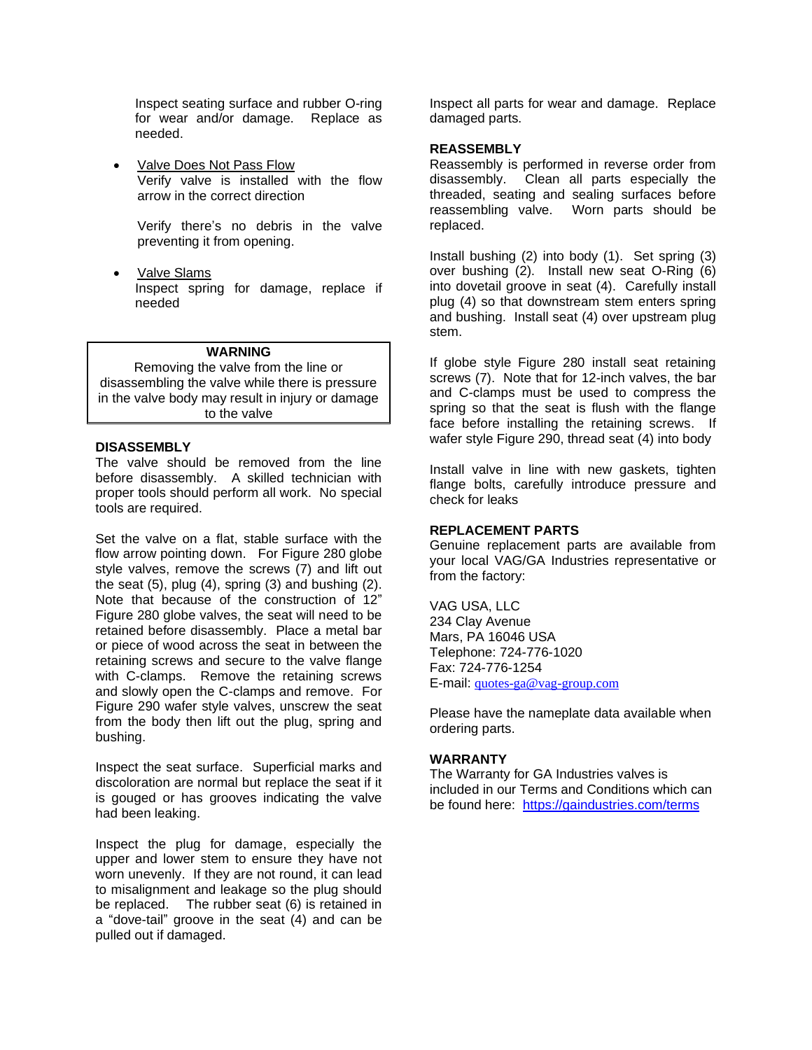Inspect seating surface and rubber O-ring for wear and/or damage. Replace as needed.

- Valve Does Not Pass Flow
  Verify valve is installed with the flow arrow in the correct direction

  Verify there's no debris in the valve preventing it from opening.

- Valve Slams
  Inspect spring for damage, replace if needed

> **WARNING**
> Removing the valve from the line or disassembling the valve while there is pressure in the valve body may result in injury or damage to the valve

**DISASSEMBLY**
The valve should be removed from the line before disassembly. A skilled technician with proper tools should perform all work. No special tools are required.

Set the valve on a flat, stable surface with the flow arrow pointing down. For Figure 280 globe style valves, remove the screws (7) and lift out the seat (5), plug (4), spring (3) and bushing (2). Note that because of the construction of 12" Figure 280 globe valves, the seat will need to be retained before disassembly. Place a metal bar or piece of wood across the seat in between the retaining screws and secure to the valve flange with C-clamps. Remove the retaining screws and slowly open the C-clamps and remove. For Figure 290 wafer style valves, unscrew the seat from the body then lift out the plug, spring and bushing.

Inspect the seat surface. Superficial marks and discoloration are normal but replace the seat if it is gouged or has grooves indicating the valve had been leaking.

Inspect the plug for damage, especially the upper and lower stem to ensure they have not worn unevenly. If they are not round, it can lead to misalignment and leakage so the plug should be replaced. The rubber seat (6) is retained in a "dove-tail" groove in the seat (4) and can be pulled out if damaged.

Inspect all parts for wear and damage. Replace damaged parts.

**REASSEMBLY**
Reassembly is performed in reverse order from disassembly. Clean all parts especially the threaded, seating and sealing surfaces before reassembling valve. Worn parts should be replaced.

Install bushing (2) into body (1). Set spring (3) over bushing (2). Install new seat O-Ring (6) into dovetail groove in seat (4). Carefully install plug (4) so that downstream stem enters spring and bushing. Install seat (4) over upstream plug stem.

If globe style Figure 280 install seat retaining screws (7). Note that for 12-inch valves, the bar and C-clamps must be used to compress the spring so that the seat is flush with the flange face before installing the retaining screws. If wafer style Figure 290, thread seat (4) into body

Install valve in line with new gaskets, tighten flange bolts, carefully introduce pressure and check for leaks

**REPLACEMENT PARTS**
Genuine replacement parts are available from your local VAG/GA Industries representative or from the factory:

VAG USA, LLC
234 Clay Avenue
Mars, PA 16046 USA
Telephone: 724-776-1020
Fax: 724-776-1254
E-mail: quotes-ga@vag-group.com

Please have the nameplate data available when ordering parts.

**WARRANTY**
The Warranty for GA Industries valves is included in our Terms and Conditions which can be found here: https://gaindustries.com/terms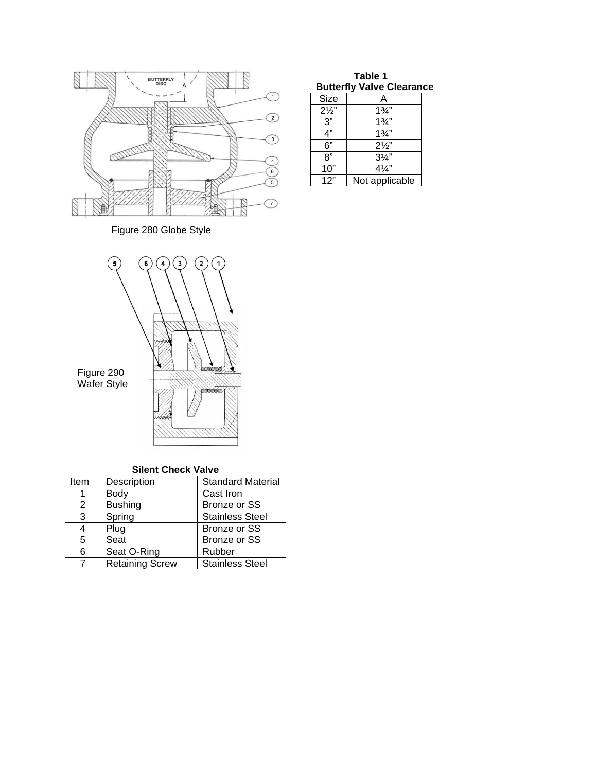Figure 280 Globe Style

Figure 290
Wafer Style

**Table 1**
**Butterfly Valve Clearance**

| Size | A |
|---|---|
| 2½" | 1¾" |
| 3" | 1¾" |
| 4" | 1¾" |
| 6" | 2½" |
| 8" | 3¼" |
| 10" | 4¼" |
| 12" | Not applicable |

**Silent Check Valve**

| Item | Description | Standard Material |
|---|---|---|
| 1 | Body | Cast Iron |
| 2 | Bushing | Bronze or SS |
| 3 | Spring | Stainless Steel |
| 4 | Plug | Bronze or SS |
| 5 | Seat | Bronze or SS |
| 6 | Seat O-Ring | Rubber |
| 7 | Retaining Screw | Stainless Steel |